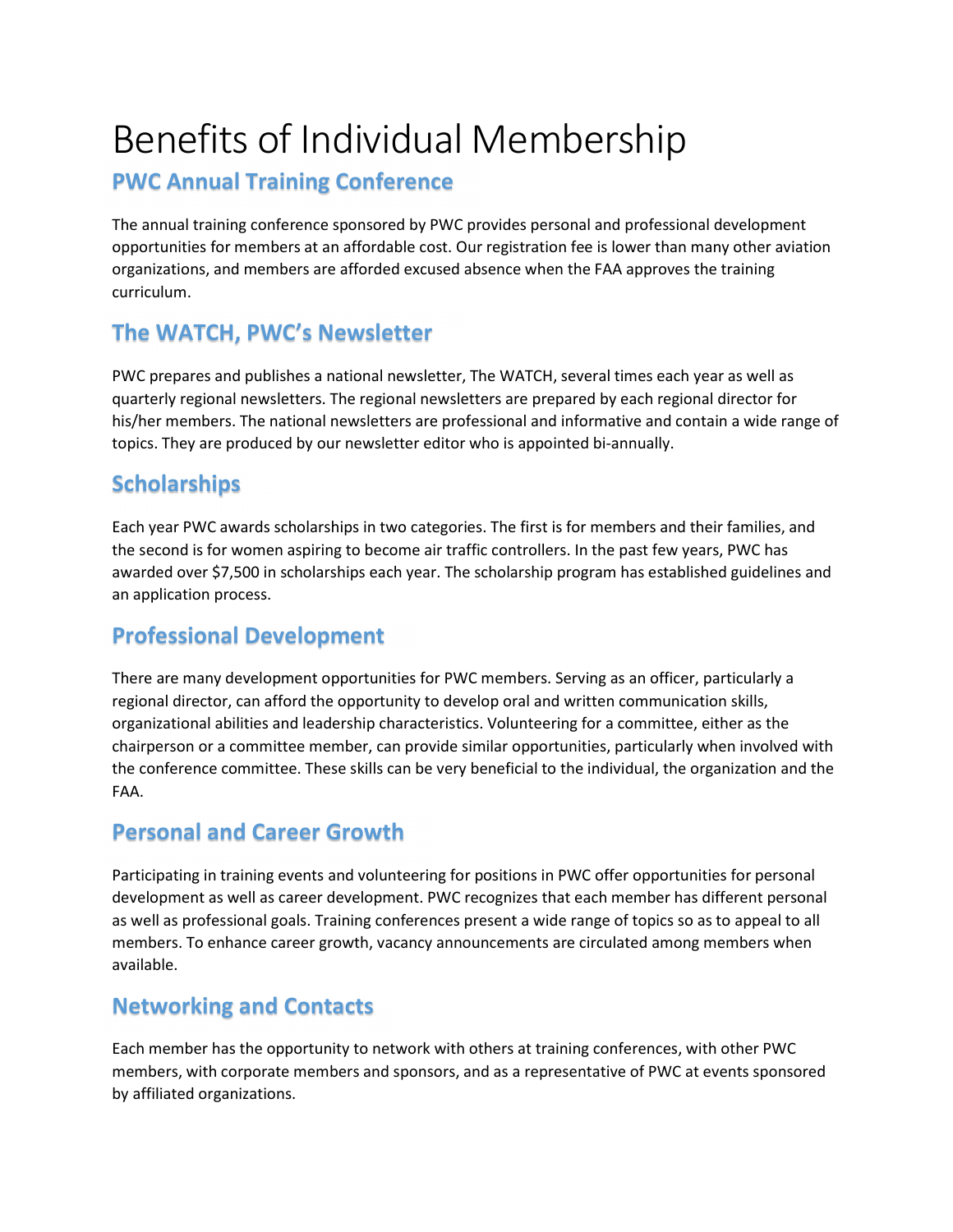# Benefits of Individual Membership

## PWC Annual Training Conference

The annual training conference sponsored by PWC provides personal and professional development opportunities for members at an affordable cost. Our registration fee is lower than many other aviation organizations, and members are afforded excused absence when the FAA approves the training curriculum.

## The WATCH, PWC's Newsletter

PWC prepares and publishes a national newsletter, The WATCH, several times each year as well as quarterly regional newsletters. The regional newsletters are prepared by each regional director for his/her members. The national newsletters are professional and informative and contain a wide range of topics. They are produced by our newsletter editor who is appointed bi-annually.

## Scholarships

Each year PWC awards scholarships in two categories. The first is for members and their families, and the second is for women aspiring to become air traffic controllers. In the past few years, PWC has awarded over $7,500 in scholarships each year. The scholarship program has established guidelines and an application process.

## Professional Development

There are many development opportunities for PWC members. Serving as an officer, particularly a regional director, can afford the opportunity to develop oral and written communication skills, organizational abilities and leadership characteristics. Volunteering for a committee, either as the chairperson or a committee member, can provide similar opportunities, particularly when involved with the conference committee. These skills can be very beneficial to the individual, the organization and the FAA.

## Personal and Career Growth

Participating in training events and volunteering for positions in PWC offer opportunities for personal development as well as career development. PWC recognizes that each member has different personal as well as professional goals. Training conferences present a wide range of topics so as to appeal to all members. To enhance career growth, vacancy announcements are circulated among members when available.

## Networking and Contacts

Each member has the opportunity to network with others at training conferences, with other PWC members, with corporate members and sponsors, and as a representative of PWC at events sponsored by affiliated organizations.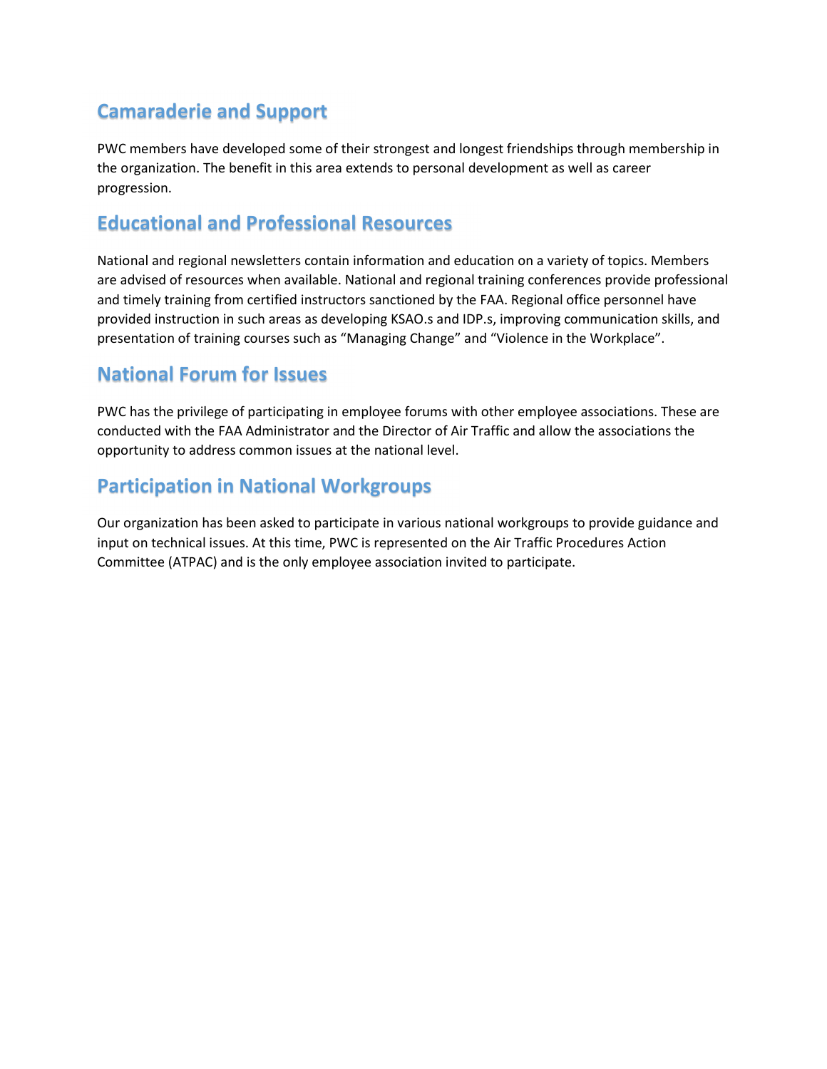## Camaraderie and Support

PWC members have developed some of their strongest and longest friendships through membership in the organization. The benefit in this area extends to personal development as well as career progression.

## Educational and Professional Resources

National and regional newsletters contain information and education on a variety of topics. Members are advised of resources when available. National and regional training conferences provide professional and timely training from certified instructors sanctioned by the FAA. Regional office personnel have provided instruction in such areas as developing KSAO.s and IDP.s, improving communication skills, and presentation of training courses such as "Managing Change" and "Violence in the Workplace".

## National Forum for Issues

PWC has the privilege of participating in employee forums with other employee associations. These are conducted with the FAA Administrator and the Director of Air Traffic and allow the associations the opportunity to address common issues at the national level.

## Participation in National Workgroups

Our organization has been asked to participate in various national workgroups to provide guidance and input on technical issues. At this time, PWC is represented on the Air Traffic Procedures Action Committee (ATPAC) and is the only employee association invited to participate.